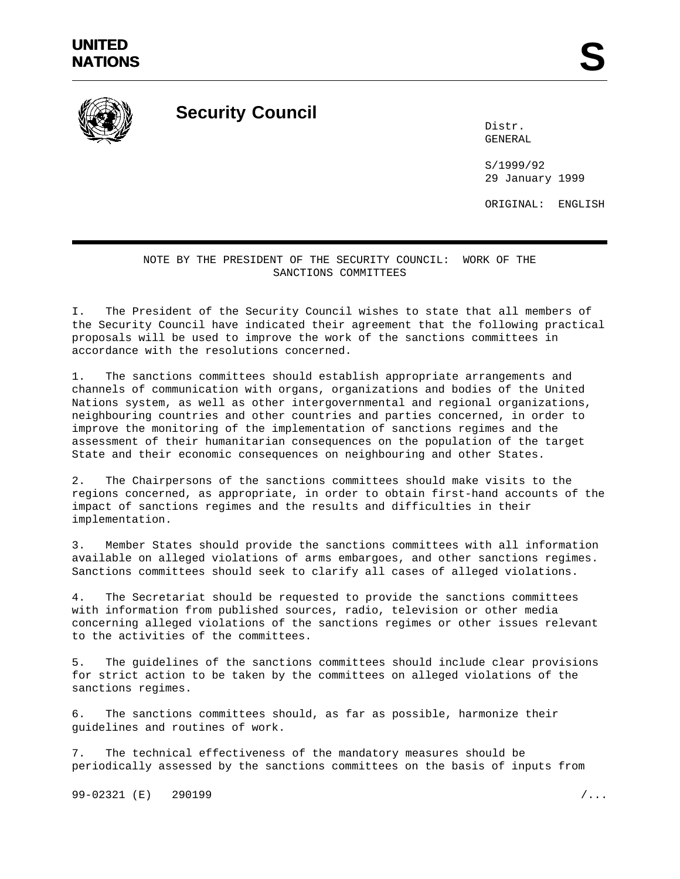UNITED NATIONS

**S**

# Security Council

Distr.
GENERAL

S/1999/92
29 January 1999

ORIGINAL: ENGLISH

NOTE BY THE PRESIDENT OF THE SECURITY COUNCIL: WORK OF THE SANCTIONS COMMITTEES

I. The President of the Security Council wishes to state that all members of the Security Council have indicated their agreement that the following practical proposals will be used to improve the work of the sanctions committees in accordance with the resolutions concerned.

1. The sanctions committees should establish appropriate arrangements and channels of communication with organs, organizations and bodies of the United Nations system, as well as other intergovernmental and regional organizations, neighbouring countries and other countries and parties concerned, in order to improve the monitoring of the implementation of sanctions regimes and the assessment of their humanitarian consequences on the population of the target State and their economic consequences on neighbouring and other States.

2. The Chairpersons of the sanctions committees should make visits to the regions concerned, as appropriate, in order to obtain first-hand accounts of the impact of sanctions regimes and the results and difficulties in their implementation.

3. Member States should provide the sanctions committees with all information available on alleged violations of arms embargoes, and other sanctions regimes. Sanctions committees should seek to clarify all cases of alleged violations.

4. The Secretariat should be requested to provide the sanctions committees with information from published sources, radio, television or other media concerning alleged violations of the sanctions regimes or other issues relevant to the activities of the committees.

5. The guidelines of the sanctions committees should include clear provisions for strict action to be taken by the committees on alleged violations of the sanctions regimes.

6. The sanctions committees should, as far as possible, harmonize their guidelines and routines of work.

7. The technical effectiveness of the mandatory measures should be periodically assessed by the sanctions committees on the basis of inputs from

99-02321 (E) 290199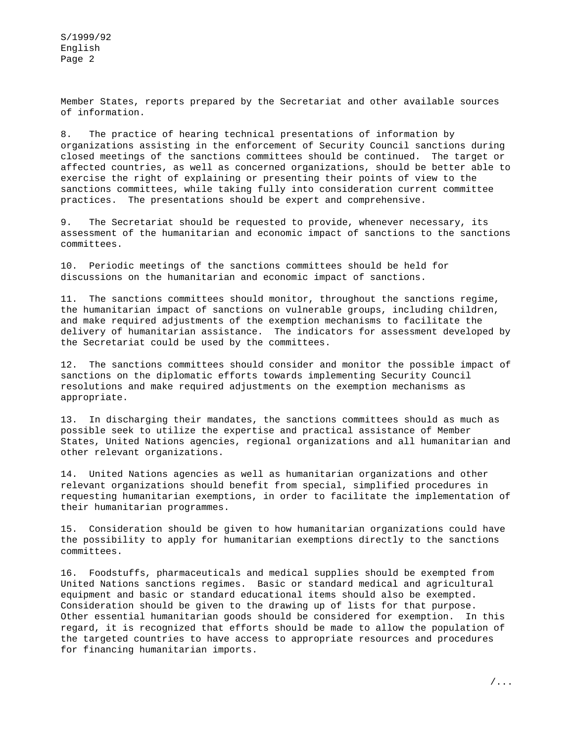Member States, reports prepared by the Secretariat and other available sources of information.

8. The practice of hearing technical presentations of information by organizations assisting in the enforcement of Security Council sanctions during closed meetings of the sanctions committees should be continued. The target or affected countries, as well as concerned organizations, should be better able to exercise the right of explaining or presenting their points of view to the sanctions committees, while taking fully into consideration current committee practices. The presentations should be expert and comprehensive.

9. The Secretariat should be requested to provide, whenever necessary, its assessment of the humanitarian and economic impact of sanctions to the sanctions committees.

10. Periodic meetings of the sanctions committees should be held for discussions on the humanitarian and economic impact of sanctions.

11. The sanctions committees should monitor, throughout the sanctions regime, the humanitarian impact of sanctions on vulnerable groups, including children, and make required adjustments of the exemption mechanisms to facilitate the delivery of humanitarian assistance. The indicators for assessment developed by the Secretariat could be used by the committees.

12. The sanctions committees should consider and monitor the possible impact of sanctions on the diplomatic efforts towards implementing Security Council resolutions and make required adjustments on the exemption mechanisms as appropriate.

13. In discharging their mandates, the sanctions committees should as much as possible seek to utilize the expertise and practical assistance of Member States, United Nations agencies, regional organizations and all humanitarian and other relevant organizations.

14. United Nations agencies as well as humanitarian organizations and other relevant organizations should benefit from special, simplified procedures in requesting humanitarian exemptions, in order to facilitate the implementation of their humanitarian programmes.

15. Consideration should be given to how humanitarian organizations could have the possibility to apply for humanitarian exemptions directly to the sanctions committees.

16. Foodstuffs, pharmaceuticals and medical supplies should be exempted from United Nations sanctions regimes. Basic or standard medical and agricultural equipment and basic or standard educational items should also be exempted. Consideration should be given to the drawing up of lists for that purpose. Other essential humanitarian goods should be considered for exemption. In this regard, it is recognized that efforts should be made to allow the population of the targeted countries to have access to appropriate resources and procedures for financing humanitarian imports.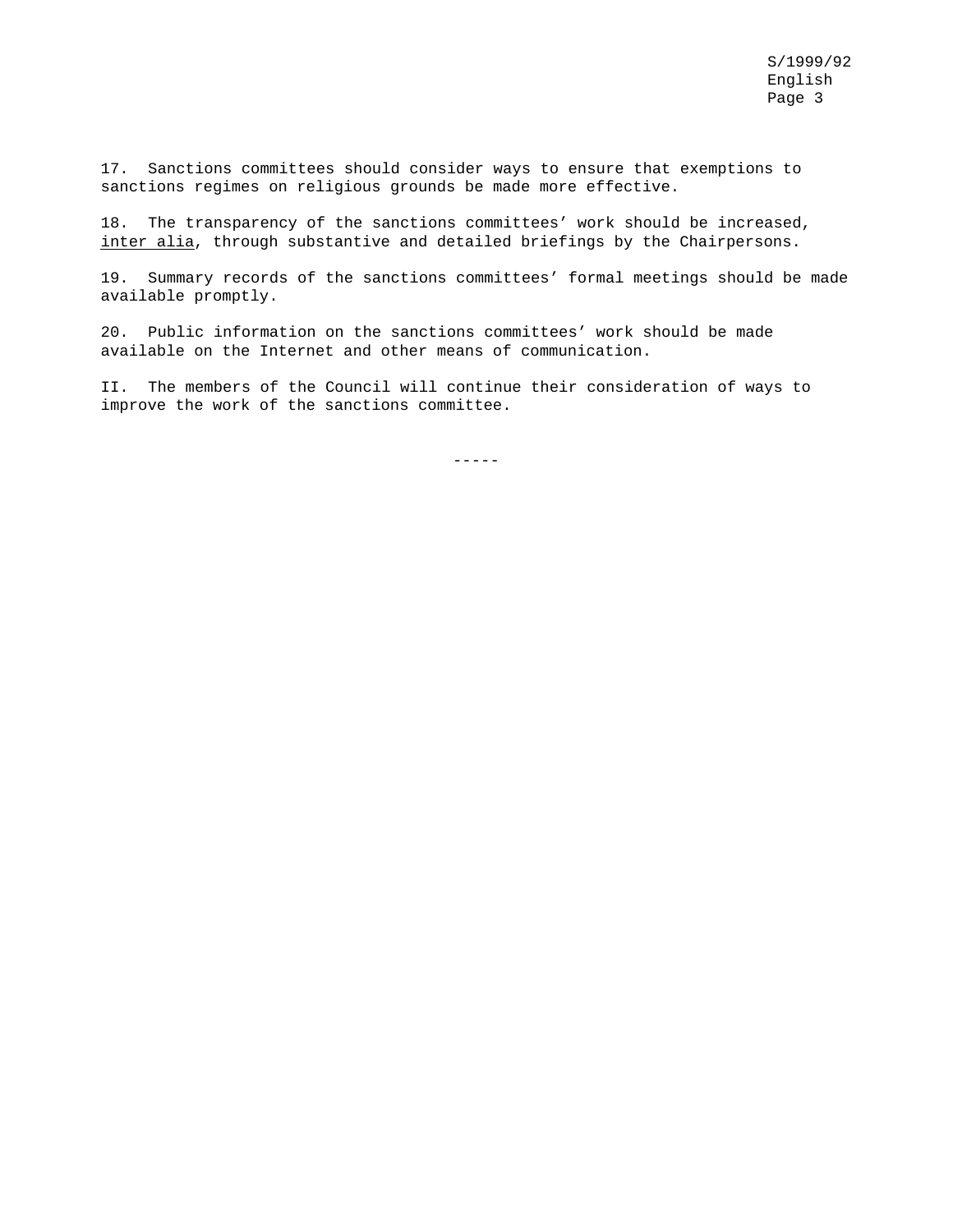17. Sanctions committees should consider ways to ensure that exemptions to sanctions regimes on religious grounds be made more effective.

18. The transparency of the sanctions committees' work should be increased, *inter alia*, through substantive and detailed briefings by the Chairpersons.

19. Summary records of the sanctions committees' formal meetings should be made available promptly.

20. Public information on the sanctions committees' work should be made available on the Internet and other means of communication.

II. The members of the Council will continue their consideration of ways to improve the work of the sanctions committee.

-----